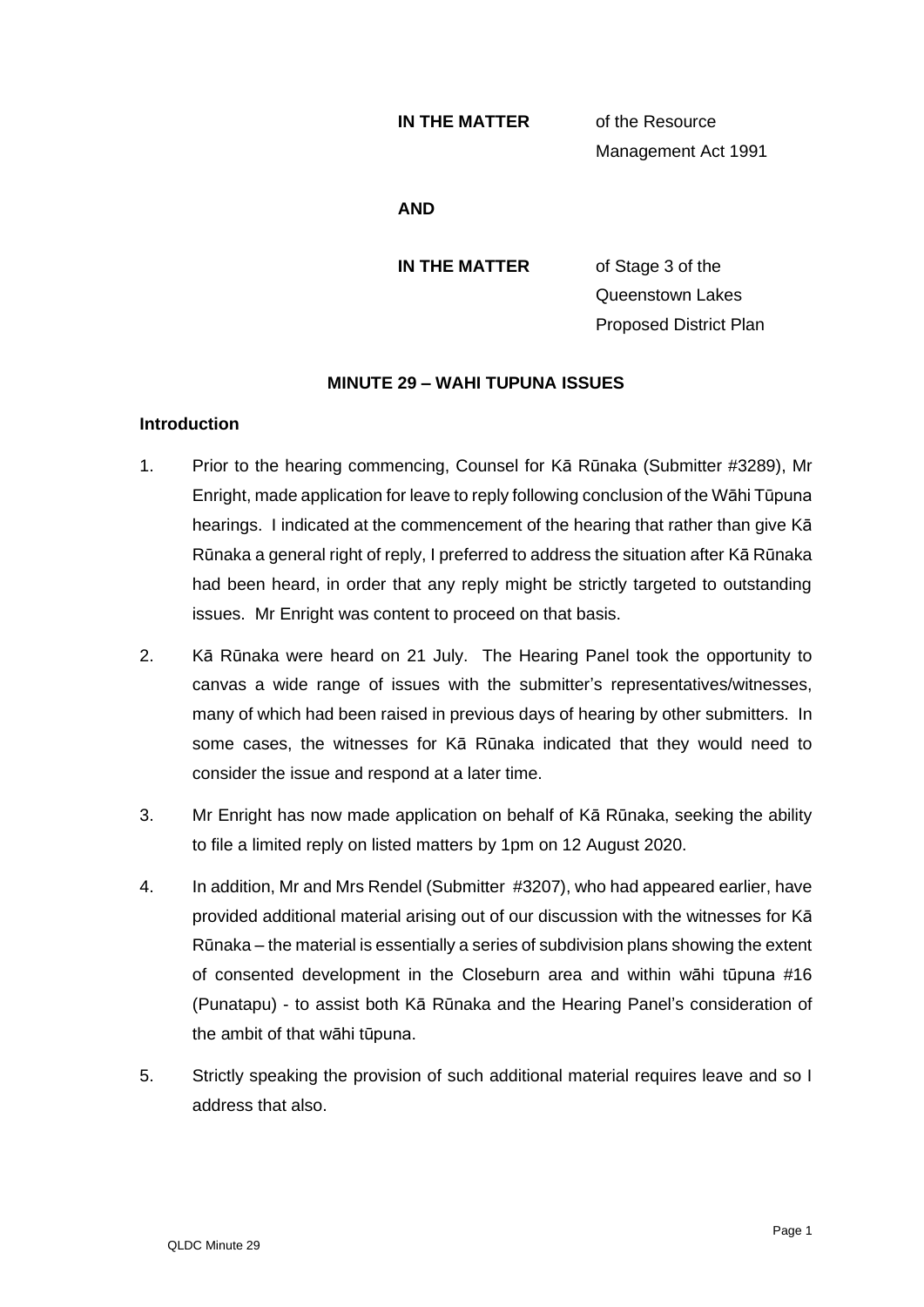**IN THE MATTER** of the Resource Management Act 1991

**AND**

**IN THE MATTER** of Stage 3 of the Queenstown Lakes Proposed District Plan

## MINUTE 29 – WAHI TUPUNA ISSUES

### Introduction

1. Prior to the hearing commencing, Counsel for Kā Rūnaka (Submitter #3289), Mr Enright, made application for leave to reply following conclusion of the Wāhi Tūpuna hearings. I indicated at the commencement of the hearing that rather than give Kā Rūnaka a general right of reply, I preferred to address the situation after Kā Rūnaka had been heard, in order that any reply might be strictly targeted to outstanding issues. Mr Enright was content to proceed on that basis.

2. Kā Rūnaka were heard on 21 July. The Hearing Panel took the opportunity to canvas a wide range of issues with the submitter's representatives/witnesses, many of which had been raised in previous days of hearing by other submitters. In some cases, the witnesses for Kā Rūnaka indicated that they would need to consider the issue and respond at a later time.

3. Mr Enright has now made application on behalf of Kā Rūnaka, seeking the ability to file a limited reply on listed matters by 1pm on 12 August 2020.

4. In addition, Mr and Mrs Rendel (Submitter #3207), who had appeared earlier, have provided additional material arising out of our discussion with the witnesses for Kā Rūnaka – the material is essentially a series of subdivision plans showing the extent of consented development in the Closeburn area and within wāhi tūpuna #16 (Punatapu) - to assist both Kā Rūnaka and the Hearing Panel's consideration of the ambit of that wāhi tūpuna.

5. Strictly speaking the provision of such additional material requires leave and so I address that also.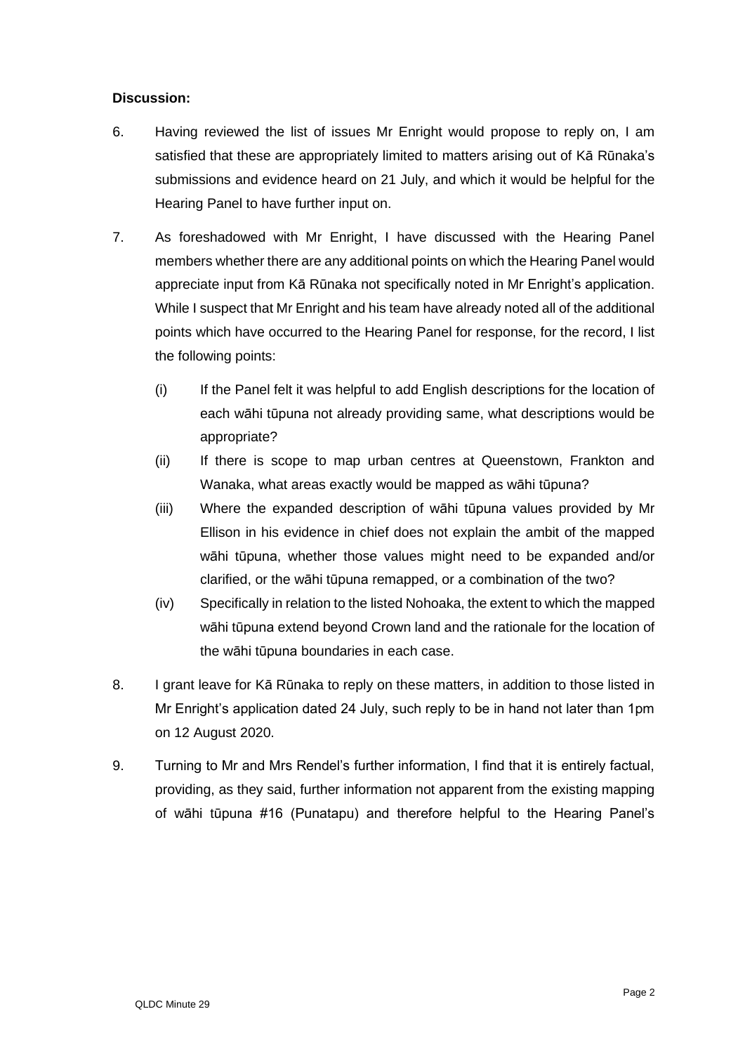**Discussion:**

6. Having reviewed the list of issues Mr Enright would propose to reply on, I am satisfied that these are appropriately limited to matters arising out of Kā Rūnaka's submissions and evidence heard on 21 July, and which it would be helpful for the Hearing Panel to have further input on.

7. As foreshadowed with Mr Enright, I have discussed with the Hearing Panel members whether there are any additional points on which the Hearing Panel would appreciate input from Kā Rūnaka not specifically noted in Mr Enright's application. While I suspect that Mr Enright and his team have already noted all of the additional points which have occurred to the Hearing Panel for response, for the record, I list the following points:

   (i) If the Panel felt it was helpful to add English descriptions for the location of each wāhi tūpuna not already providing same, what descriptions would be appropriate?

   (ii) If there is scope to map urban centres at Queenstown, Frankton and Wanaka, what areas exactly would be mapped as wāhi tūpuna?

   (iii) Where the expanded description of wāhi tūpuna values provided by Mr Ellison in his evidence in chief does not explain the ambit of the mapped wāhi tūpuna, whether those values might need to be expanded and/or clarified, or the wāhi tūpuna remapped, or a combination of the two?

   (iv) Specifically in relation to the listed Nohoaka, the extent to which the mapped wāhi tūpuna extend beyond Crown land and the rationale for the location of the wāhi tūpuna boundaries in each case.

8. I grant leave for Kā Rūnaka to reply on these matters, in addition to those listed in Mr Enright's application dated 24 July, such reply to be in hand not later than 1pm on 12 August 2020.

9. Turning to Mr and Mrs Rendel's further information, I find that it is entirely factual, providing, as they said, further information not apparent from the existing mapping of wāhi tūpuna #16 (Punatapu) and therefore helpful to the Hearing Panel's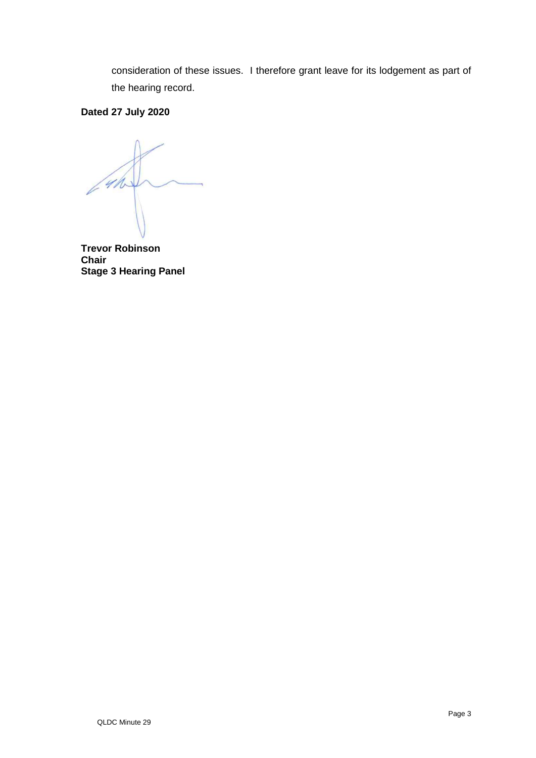consideration of these issues. I therefore grant leave for its lodgement as part of the hearing record.

**Dated 27 July 2020**

**Trevor Robinson**
**Chair**
**Stage 3 Hearing Panel**